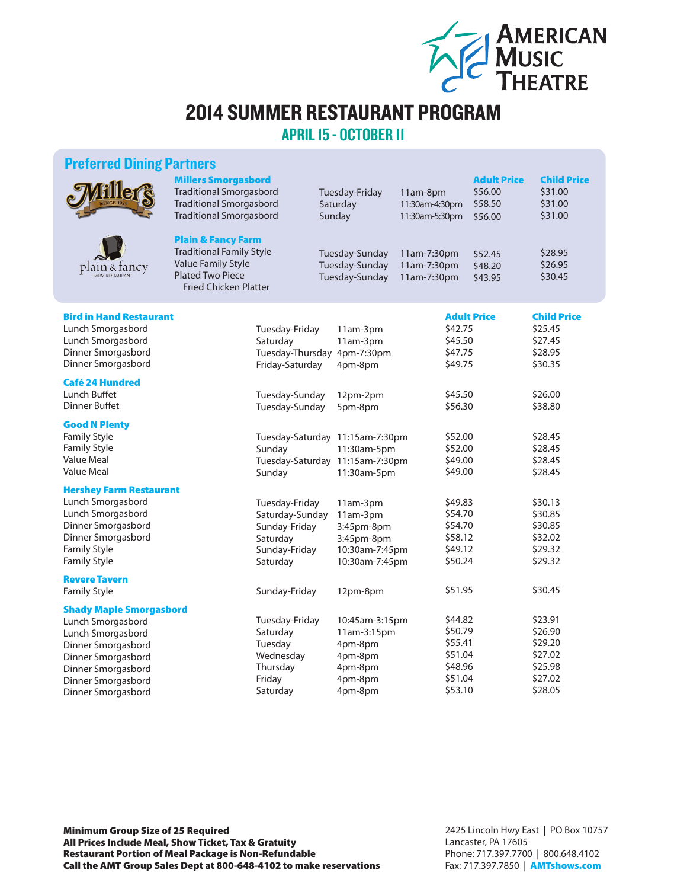# AMERICAN MUSIC THEATRE

# 2014 SUMMER RESTAURANT PROGRAM

## APRIL 15 - OCTOBER 11

## Preferred Dining Partners

| Restaurant | Days | Hours | Adult Price | Child Price |
|---|---|---|---|---|
| **Millers Smorgasbord** | | | | |
| Traditional Smorgasbord | Tuesday-Friday | 11am-8pm | $56.00 | $31.00 |
| Traditional Smorgasbord | Saturday | 11:30am-4:30pm | $58.50 | $31.00 |
| Traditional Smorgasbord | Sunday | 11:30am-5:30pm | $56.00 | $31.00 |
| **Plain & Fancy Farm** | | | | |
| Traditional Family Style | Tuesday-Sunday | 11am-7:30pm | $52.45 | $28.95 |
| Value Family Style | Tuesday-Sunday | 11am-7:30pm | $48.20 | $26.95 |
| Plated Two Piece Fried Chicken Platter | Tuesday-Sunday | 11am-7:30pm | $43.95 | $30.45 |

| Restaurant | Days | Hours | Adult Price | Child Price |
|---|---|---|---|---|
| **Bird in Hand Restaurant** | | | | |
| Lunch Smorgasbord | Tuesday-Friday | 11am-3pm | $42.75 | $25.45 |
| Lunch Smorgasbord | Saturday | 11am-3pm | $45.50 | $27.45 |
| Dinner Smorgasbord | Tuesday-Thursday | 4pm-7:30pm | $47.75 | $28.95 |
| Dinner Smorgasbord | Friday-Saturday | 4pm-8pm | $49.75 | $30.35 |
| **Café 24 Hundred** | | | | |
| Lunch Buffet | Tuesday-Sunday | 12pm-2pm | $45.50 | $26.00 |
| Dinner Buffet | Tuesday-Sunday | 5pm-8pm | $56.30 | $38.80 |
| **Good N Plenty** | | | | |
| Family Style | Tuesday-Saturday | 11:15am-7:30pm | $52.00 | $28.45 |
| Family Style | Sunday | 11:30am-5pm | $52.00 | $28.45 |
| Value Meal | Tuesday-Saturday | 11:15am-7:30pm | $49.00 | $28.45 |
| Value Meal | Sunday | 11:30am-5pm | $49.00 | $28.45 |
| **Hershey Farm Restaurant** | | | | |
| Lunch Smorgasbord | Tuesday-Friday | 11am-3pm | $49.83 | $30.13 |
| Lunch Smorgasbord | Saturday-Sunday | 11am-3pm | $54.70 | $30.85 |
| Dinner Smorgasbord | Sunday-Friday | 3:45pm-8pm | $54.70 | $30.85 |
| Dinner Smorgasbord | Saturday | 3:45pm-8pm | $58.12 | $32.02 |
| Family Style | Sunday-Friday | 10:30am-7:45pm | $49.12 | $29.32 |
| Family Style | Saturday | 10:30am-7:45pm | $50.24 | $29.32 |
| **Revere Tavern** | | | | |
| Family Style | Sunday-Friday | 12pm-8pm | $51.95 | $30.45 |
| **Shady Maple Smorgasbord** | | | | |
| Lunch Smorgasbord | Tuesday-Friday | 10:45am-3:15pm | $44.82 | $23.91 |
| Lunch Smorgasbord | Saturday | 11am-3:15pm | $50.79 | $26.90 |
| Dinner Smorgasbord | Tuesday | 4pm-8pm | $55.41 | $29.20 |
| Dinner Smorgasbord | Wednesday | 4pm-8pm | $51.04 | $27.02 |
| Dinner Smorgasbord | Thursday | 4pm-8pm | $48.96 | $25.98 |
| Dinner Smorgasbord | Friday | 4pm-8pm | $51.04 | $27.02 |
| Dinner Smorgasbord | Saturday | 4pm-8pm | $53.10 | $28.05 |

**Minimum Group Size of 25 Required**
**All Prices Include Meal, Show Ticket, Tax & Gratuity**
**Restaurant Portion of Meal Package is Non-Refundable**
**Call the AMT Group Sales Dept at 800-648-4102 to make reservations**

2425 Lincoln Hwy East | PO Box 10757
Lancaster, PA 17605
Phone: 717.397.7700 | 800.648.4102
Fax: 717.397.7850 | **AMTshows.com**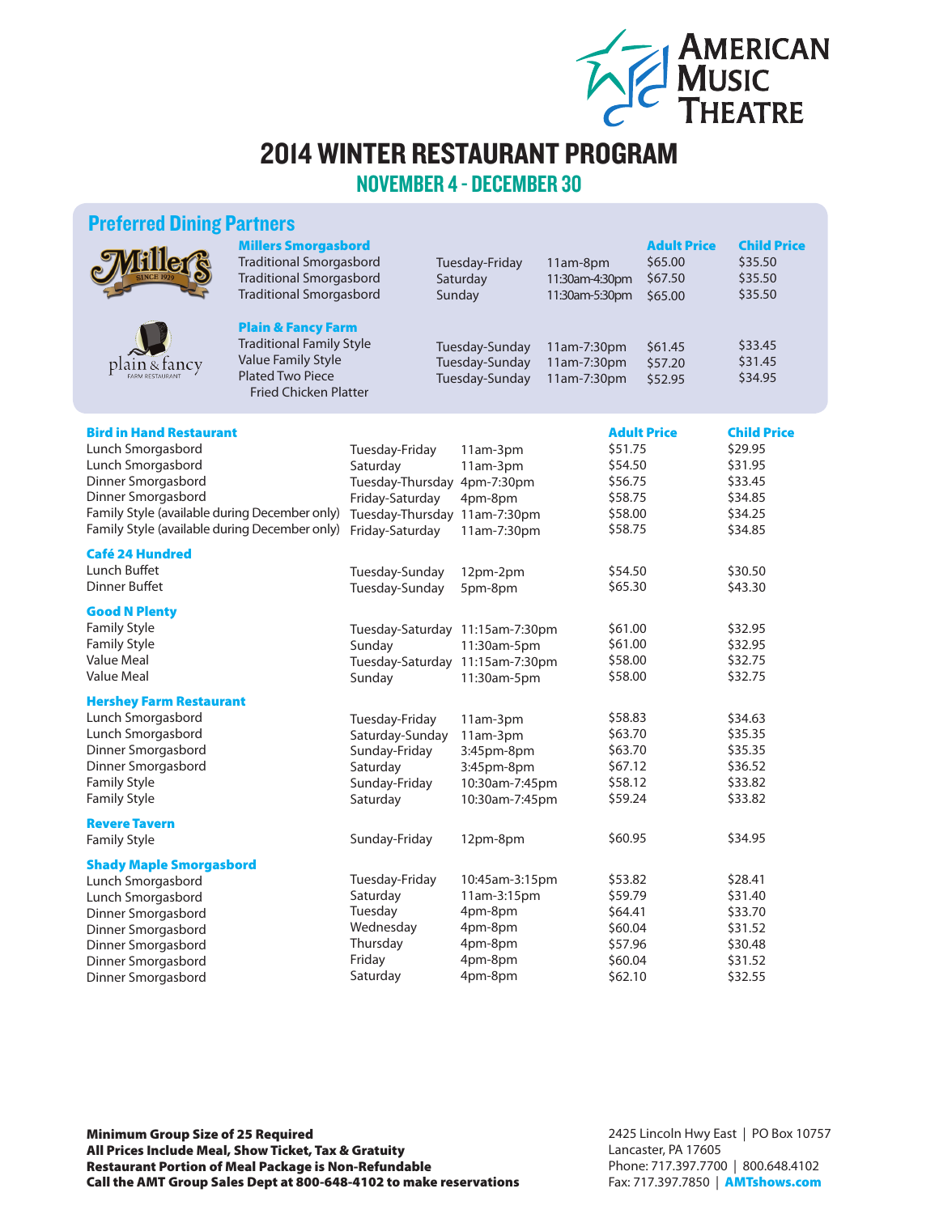# 2014 WINTER RESTAURANT PROGRAM

## NOVEMBER 4 - DECEMBER 30

### Preferred Dining Partners

| Restaurant / Meal | Days | Hours | Adult Price | Child Price |
|---|---|---|---|---|
| **Millers Smorgasbord** | | | | |
| Traditional Smorgasbord | Tuesday-Friday | 11am-8pm | $65.00 | $35.50 |
| Traditional Smorgasbord | Saturday | 11:30am-4:30pm | $67.50 | $35.50 |
| Traditional Smorgasbord | Sunday | 11:30am-5:30pm | $65.00 | $35.50 |
| **Plain & Fancy Farm** | | | | |
| Traditional Family Style | Tuesday-Sunday | 11am-7:30pm | $61.45 | $33.45 |
| Value Family Style | Tuesday-Sunday | 11am-7:30pm | $57.20 | $31.45 |
| Plated Two Piece Fried Chicken Platter | Tuesday-Sunday | 11am-7:30pm | $52.95 | $34.95 |

| Restaurant / Meal | Days | Hours | Adult Price | Child Price |
|---|---|---|---|---|
| **Bird in Hand Restaurant** | | | | |
| Lunch Smorgasbord | Tuesday-Friday | 11am-3pm | $51.75 | $29.95 |
| Lunch Smorgasbord | Saturday | 11am-3pm | $54.50 | $31.95 |
| Dinner Smorgasbord | Tuesday-Thursday | 4pm-7:30pm | $56.75 | $33.45 |
| Dinner Smorgasbord | Friday-Saturday | 4pm-8pm | $58.75 | $34.85 |
| Family Style (available during December only) | Tuesday-Thursday | 11am-7:30pm | $58.00 | $34.25 |
| Family Style (available during December only) | Friday-Saturday | 11am-7:30pm | $58.75 | $34.85 |
| **Café 24 Hundred** | | | | |
| Lunch Buffet | Tuesday-Sunday | 12pm-2pm | $54.50 | $30.50 |
| Dinner Buffet | Tuesday-Sunday | 5pm-8pm | $65.30 | $43.30 |
| **Good N Plenty** | | | | |
| Family Style | Tuesday-Saturday | 11:15am-7:30pm | $61.00 | $32.95 |
| Family Style | Sunday | 11:30am-5pm | $61.00 | $32.95 |
| Value Meal | Tuesday-Saturday | 11:15am-7:30pm | $58.00 | $32.75 |
| Value Meal | Sunday | 11:30am-5pm | $58.00 | $32.75 |
| **Hershey Farm Restaurant** | | | | |
| Lunch Smorgasbord | Tuesday-Friday | 11am-3pm | $58.83 | $34.63 |
| Lunch Smorgasbord | Saturday-Sunday | 11am-3pm | $63.70 | $35.35 |
| Dinner Smorgasbord | Sunday-Friday | 3:45pm-8pm | $63.70 | $35.35 |
| Dinner Smorgasbord | Saturday | 3:45pm-8pm | $67.12 | $36.52 |
| Family Style | Sunday-Friday | 10:30am-7:45pm | $58.12 | $33.82 |
| Family Style | Saturday | 10:30am-7:45pm | $59.24 | $33.82 |
| **Revere Tavern** | | | | |
| Family Style | Sunday-Friday | 12pm-8pm | $60.95 | $34.95 |
| **Shady Maple Smorgasbord** | | | | |
| Lunch Smorgasbord | Tuesday-Friday | 10:45am-3:15pm | $53.82 | $28.41 |
| Lunch Smorgasbord | Saturday | 11am-3:15pm | $59.79 | $31.40 |
| Dinner Smorgasbord | Tuesday | 4pm-8pm | $64.41 | $33.70 |
| Dinner Smorgasbord | Wednesday | 4pm-8pm | $60.04 | $31.52 |
| Dinner Smorgasbord | Thursday | 4pm-8pm | $57.96 | $30.48 |
| Dinner Smorgasbord | Friday | 4pm-8pm | $60.04 | $31.52 |
| Dinner Smorgasbord | Saturday | 4pm-8pm | $62.10 | $32.55 |

**Minimum Group Size of 25 Required**
**All Prices Include Meal, Show Ticket, Tax & Gratuity**
**Restaurant Portion of Meal Package is Non-Refundable**
**Call the AMT Group Sales Dept at 800-648-4102 to make reservations**

2425 Lincoln Hwy East | PO Box 10757
Lancaster, PA 17605
Phone: 717.397.7700 | 800.648.4102
Fax: 717.397.7850 | **AMTshows.com**